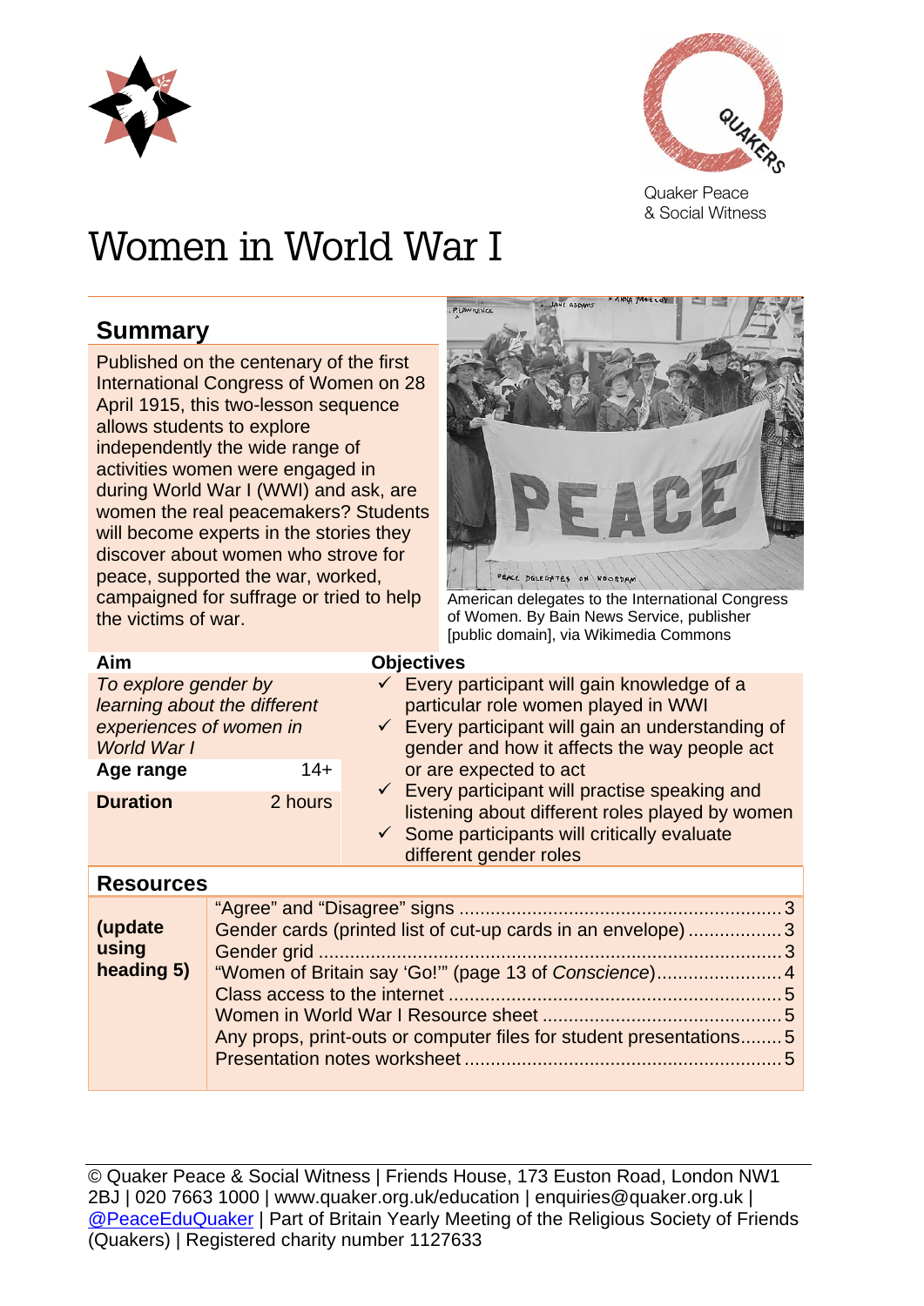Quaker Peace & Social Witness

# Women in World War I

## Summary

Published on the centenary of the first International Congress of Women on 28 April 1915, this two-lesson sequence allows students to explore independently the wide range of activities women were engaged in during World War I (WWI) and ask, are women the real peacemakers? Students will become experts in the stories they discover about women who strove for peace, supported the war, worked, campaigned for suffrage or tried to help the victims of war.

American delegates to the International Congress of Women. By Bain News Service, publisher [public domain], via Wikimedia Commons

**Aim**

*To explore gender by learning about the different experiences of women in World War I*

| | |
|---|---|
| **Age range** | 14+ |
| **Duration** | 2 hours |

**Objectives**

- ✓ Every participant will gain knowledge of a particular role women played in WWI
- ✓ Every participant will gain an understanding of gender and how it affects the way people act or are expected to act
- ✓ Every participant will practise speaking and listening about different roles played by women
- ✓ Some participants will critically evaluate different gender roles

## Resources

**(update using heading 5)**

| Resource | Page |
|---|---|
| "Agree" and "Disagree" signs | 3 |
| Gender cards (printed list of cut-up cards in an envelope) | 3 |
| Gender grid | 3 |
| "Women of Britain say 'Go!'" (page 13 of *Conscience*) | 4 |
| Class access to the internet | 5 |
| Women in World War I Resource sheet | 5 |
| Any props, print-outs or computer files for student presentations | 5 |
| Presentation notes worksheet | 5 |

© Quaker Peace & Social Witness | Friends House, 173 Euston Road, London NW1 2BJ | 020 7663 1000 | www.quaker.org.uk/education | enquiries@quaker.org.uk | @PeaceEduQuaker | Part of Britain Yearly Meeting of the Religious Society of Friends (Quakers) | Registered charity number 1127633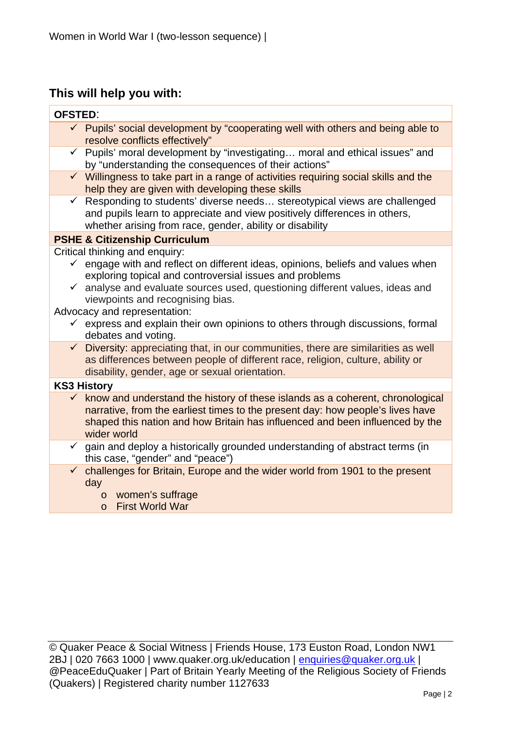## This will help you with:

**OFSTED**:

- ✓ Pupils' social development by "cooperating well with others and being able to resolve conflicts effectively"
- ✓ Pupils' moral development by "investigating… moral and ethical issues" and by "understanding the consequences of their actions"
- ✓ Willingness to take part in a range of activities requiring social skills and the help they are given with developing these skills
- ✓ Responding to students' diverse needs… stereotypical views are challenged and pupils learn to appreciate and view positively differences in others, whether arising from race, gender, ability or disability

**PSHE & Citizenship Curriculum**

Critical thinking and enquiry:

- ✓ engage with and reflect on different ideas, opinions, beliefs and values when exploring topical and controversial issues and problems
- ✓ analyse and evaluate sources used, questioning different values, ideas and viewpoints and recognising bias.

Advocacy and representation:

- ✓ express and explain their own opinions to others through discussions, formal debates and voting.
- ✓ Diversity: appreciating that, in our communities, there are similarities as well as differences between people of different race, religion, culture, ability or disability, gender, age or sexual orientation.

**KS3 History**

- ✓ know and understand the history of these islands as a coherent, chronological narrative, from the earliest times to the present day: how people's lives have shaped this nation and how Britain has influenced and been influenced by the wider world
- ✓ gain and deploy a historically grounded understanding of abstract terms (in this case, "gender" and "peace")
- ✓ challenges for Britain, Europe and the wider world from 1901 to the present day
  - o women's suffrage
  - o First World War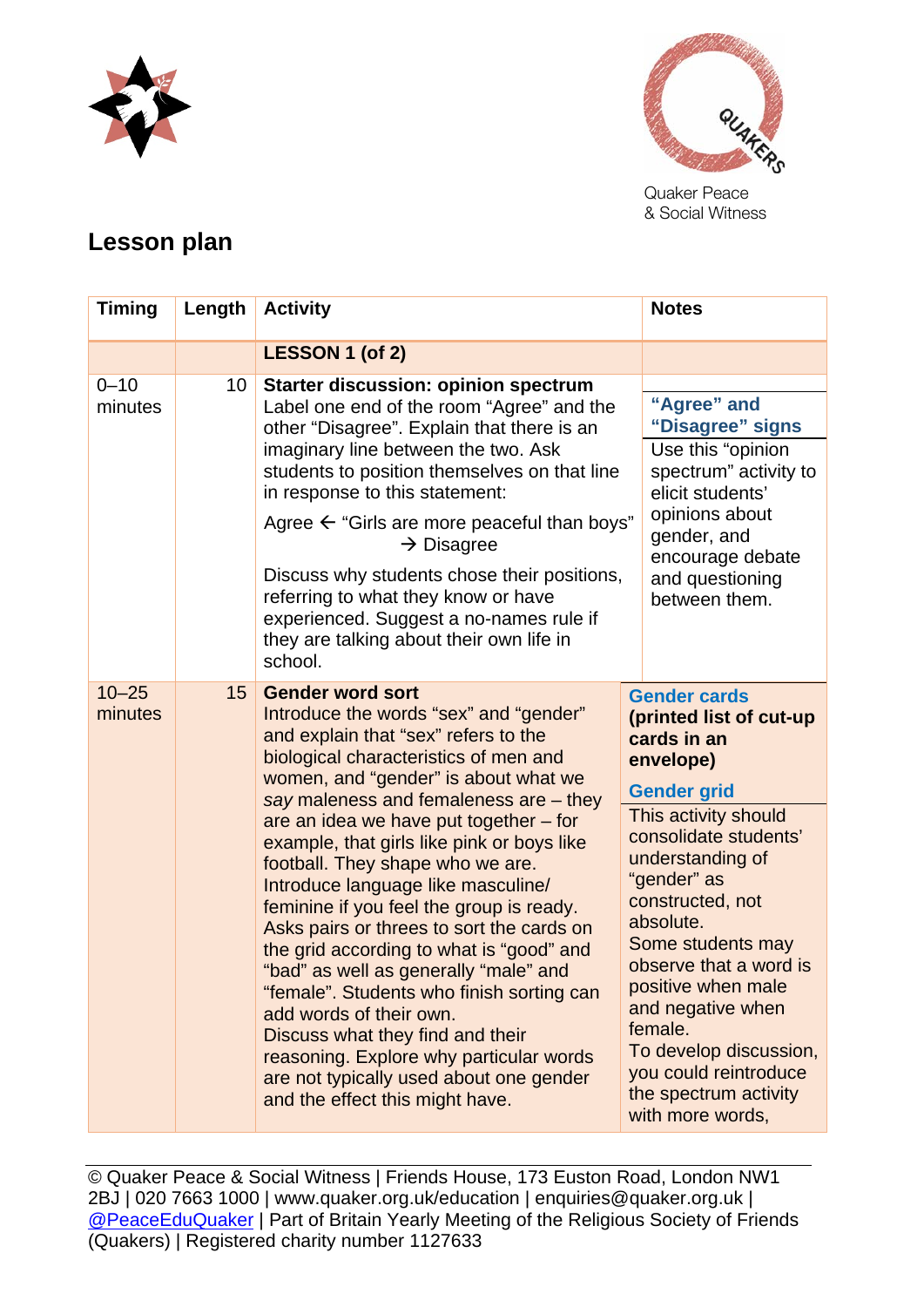Quaker Peace
& Social Witness

## Lesson plan

| Timing | Length | Activity | Notes |
|---|---|---|---|
| | | **LESSON 1 (of 2)** | |
| 0–10 minutes | 10 | **Starter discussion: opinion spectrum**<br>Label one end of the room "Agree" and the other "Disagree". Explain that there is an imaginary line between the two. Ask students to position themselves on that line in response to this statement:<br>Agree ← "Girls are more peaceful than boys" → Disagree<br>Discuss why students chose their positions, referring to what they know or have experienced. Suggest a no-names rule if they are talking about their own life in school. | **"Agree" and "Disagree" signs**<br>Use this "opinion spectrum" activity to elicit students' opinions about gender, and encourage debate and questioning between them. |
| 10–25 minutes | 15 | **Gender word sort**<br>Introduce the words "sex" and "gender" and explain that "sex" refers to the biological characteristics of men and women, and "gender" is about what we *say* maleness and femaleness are – they are an idea we have put together – for example, that girls like pink or boys like football. They shape who we are. Introduce language like masculine/ feminine if you feel the group is ready.<br>Asks pairs or threes to sort the cards on the grid according to what is "good" and "bad" as well as generally "male" and "female". Students who finish sorting can add words of their own.<br>Discuss what they find and their reasoning. Explore why particular words are not typically used about one gender and the effect this might have. | **Gender cards (printed list of cut-up cards in an envelope)**<br>**Gender grid**<br>This activity should consolidate students' understanding of "gender" as constructed, not absolute.<br>Some students may observe that a word is positive when male and negative when female.<br>To develop discussion, you could reintroduce the spectrum activity with more words, |

© Quaker Peace & Social Witness | Friends House, 173 Euston Road, London NW1 2BJ | 020 7663 1000 | www.quaker.org.uk/education | enquiries@quaker.org.uk | @PeaceEduQuaker | Part of Britain Yearly Meeting of the Religious Society of Friends (Quakers) | Registered charity number 1127633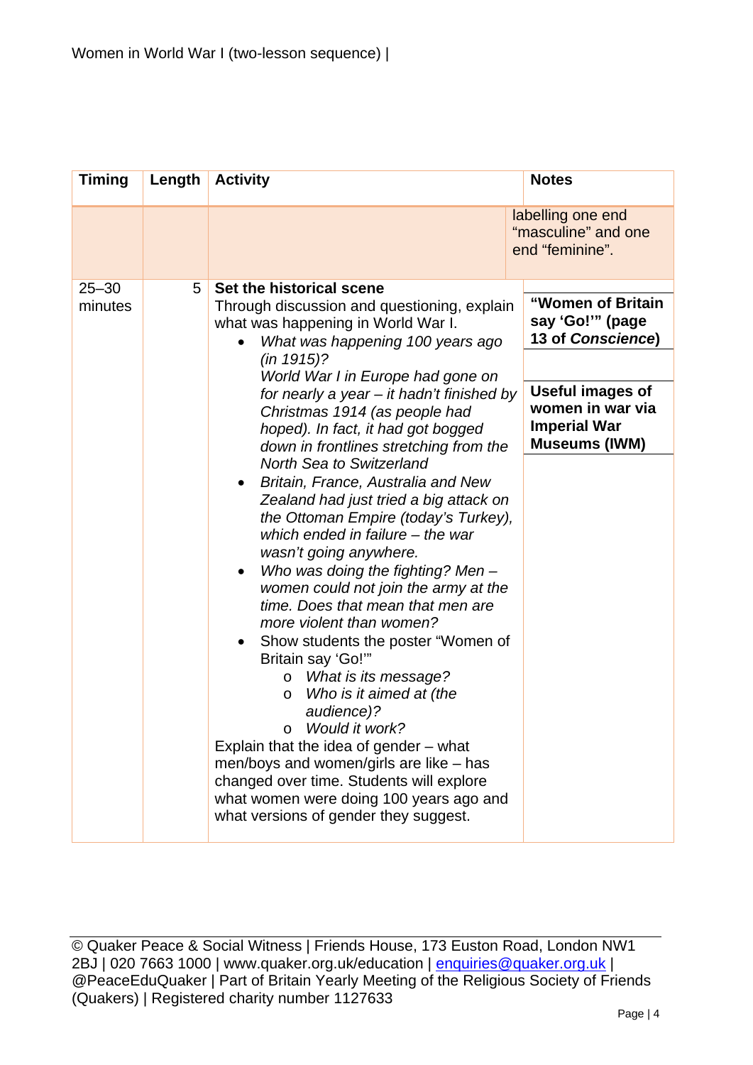| Timing | Length | Activity | Notes |
|---|---|---|---|
| | | | labelling one end “masculine” and one end “feminine”. |
| 25–30 minutes | 5 | **Set the historical scene**<br>Through discussion and questioning, explain what was happening in World War I.<br>• *What was happening 100 years ago (in 1915)?*<br>*World War I in Europe had gone on for nearly a year – it hadn’t finished by Christmas 1914 (as people had hoped). In fact, it had got bogged down in frontlines stretching from the North Sea to Switzerland*<br>• *Britain, France, Australia and New Zealand had just tried a big attack on the Ottoman Empire (today’s Turkey), which ended in failure – the war wasn’t going anywhere.*<br>• *Who was doing the fighting? Men – women could not join the army at the time. Does that mean that men are more violent than women?*<br>• Show students the poster “Women of Britain say ‘Go!’”<br>  o *What is its message?*<br>  o *Who is it aimed at (the audience)?*<br>  o *Would it work?*<br>Explain that the idea of gender – what men/boys and women/girls are like – has changed over time. Students will explore what women were doing 100 years ago and what versions of gender they suggest. | **“Women of Britain say ‘Go!’” (page 13 of *Conscience*)**<br><br>**Useful images of women in war via Imperial War Museums (IWM)** |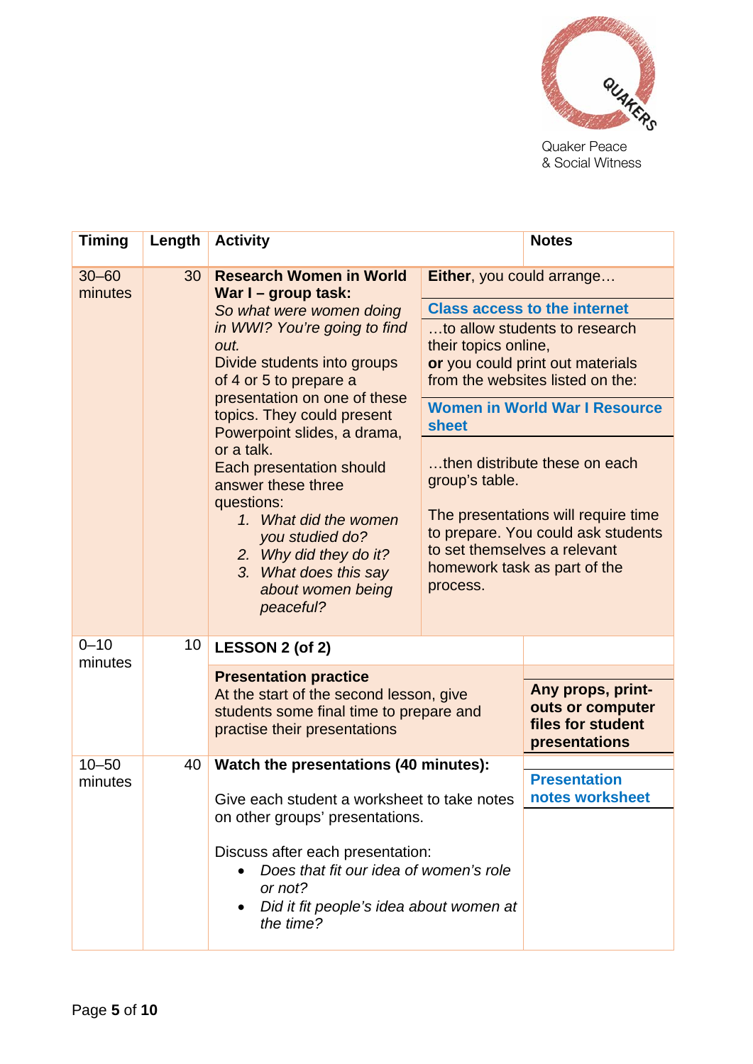Quaker Peace & Social Witness

| Timing | Length | Activity | Notes |
|---|---|---|---|
| 30–60 minutes | 30 | **Research Women in World War I – group task:**<br>*So what were women doing in WWI? You're going to find out.*<br>Divide students into groups of 4 or 5 to prepare a presentation on one of these topics. They could present Powerpoint slides, a drama, or a talk.<br>Each presentation should answer these three questions:<br>1. *What did the women you studied do?*<br>2. *Why did they do it?*<br>3. *What does this say about women being peaceful?* | **Either**, you could arrange…<br>**Class access to the internet**<br>…to allow students to research their topics online,<br>**or** you could print out materials from the websites listed on the:<br>**Women in World War I Resource sheet**<br>…then distribute these on each group's table.<br>The presentations will require time to prepare. You could ask students to set themselves a relevant homework task as part of the process. |
| 0–10 minutes | 10 | **LESSON 2 (of 2)**<br>**Presentation practice**<br>At the start of the second lesson, give students some final time to prepare and practise their presentations | **Any props, print-outs or computer files for student presentations** |
| 10–50 minutes | 40 | **Watch the presentations (40 minutes):**<br>Give each student a worksheet to take notes on other groups' presentations.<br>Discuss after each presentation:<br>• *Does that fit our idea of women's role or not?*<br>• *Did it fit people's idea about women at the time?* | **Presentation notes worksheet** |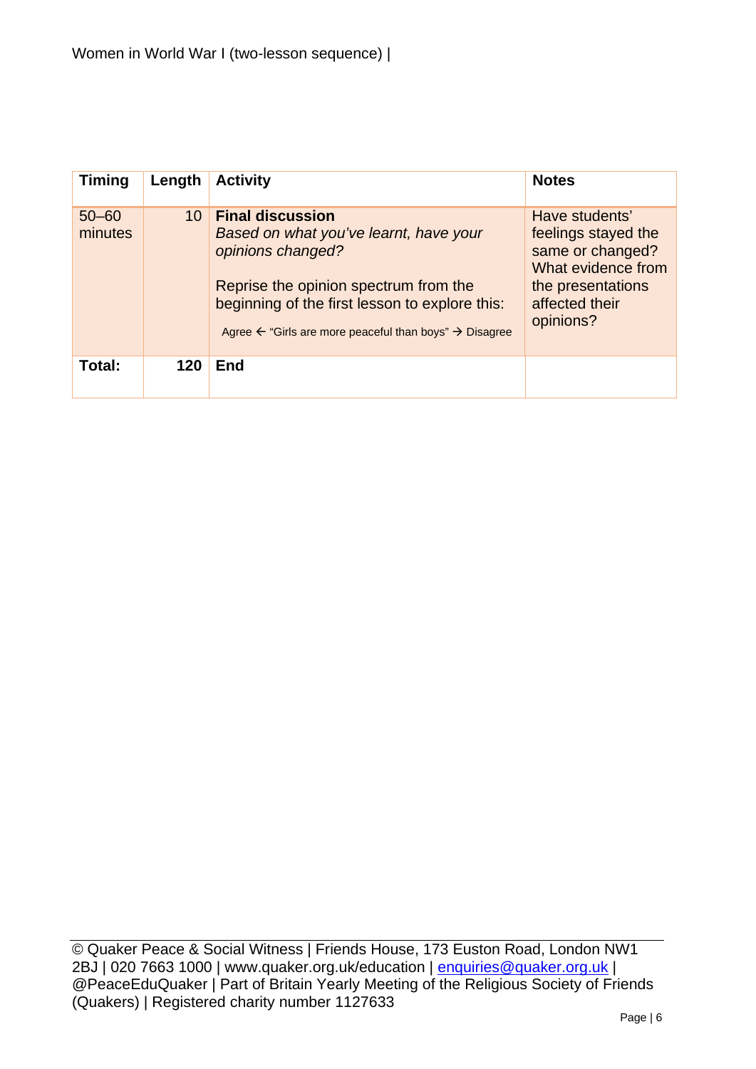| Timing | Length | Activity | Notes |
|---|---|---|---|
| 50–60 minutes | 10 | **Final discussion**<br>*Based on what you've learnt, have your opinions changed?*<br><br>Reprise the opinion spectrum from the beginning of the first lesson to explore this:<br>Agree ← "Girls are more peaceful than boys" → Disagree | Have students' feelings stayed the same or changed? What evidence from the presentations affected their opinions? |
| **Total:** | **120** | **End** | |

© Quaker Peace & Social Witness | Friends House, 173 Euston Road, London NW1 2BJ | 020 7663 1000 | www.quaker.org.uk/education | enquiries@quaker.org.uk | @PeaceEduQuaker | Part of Britain Yearly Meeting of the Religious Society of Friends (Quakers) | Registered charity number 1127633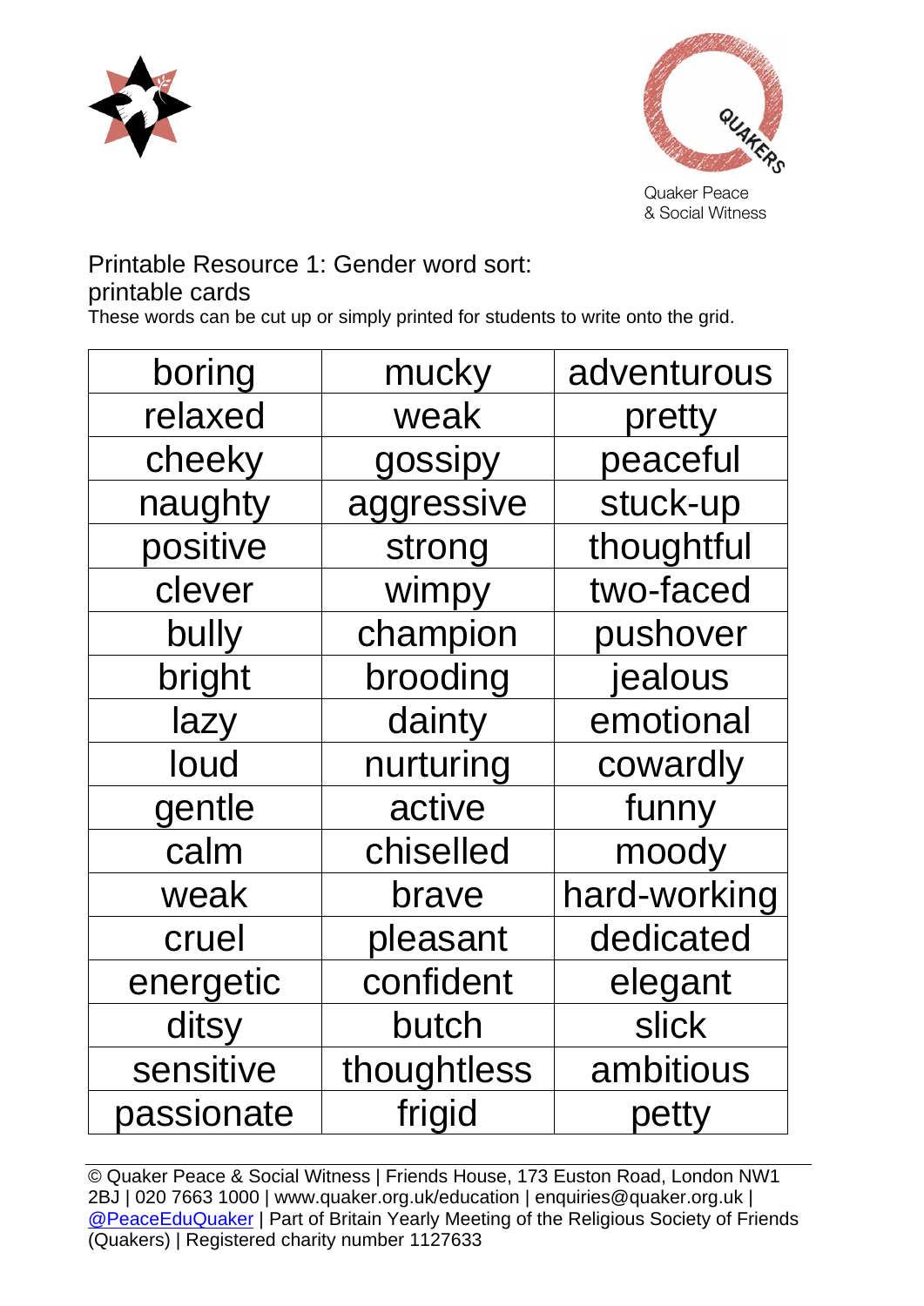Quaker Peace & Social Witness

Printable Resource 1: Gender word sort: printable cards

These words can be cut up or simply printed for students to write onto the grid.

| boring | mucky | adventurous |
|---|---|---|
| relaxed | weak | pretty |
| cheeky | gossipy | peaceful |
| naughty | aggressive | stuck-up |
| positive | strong | thoughtful |
| clever | wimpy | two-faced |
| bully | champion | pushover |
| bright | brooding | jealous |
| lazy | dainty | emotional |
| loud | nurturing | cowardly |
| gentle | active | funny |
| calm | chiselled | moody |
| weak | brave | hard-working |
| cruel | pleasant | dedicated |
| energetic | confident | elegant |
| ditsy | butch | slick |
| sensitive | thoughtless | ambitious |
| passionate | frigid | petty |

© Quaker Peace & Social Witness | Friends House, 173 Euston Road, London NW1 2BJ | 020 7663 1000 | www.quaker.org.uk/education | enquiries@quaker.org.uk | @PeaceEduQuaker | Part of Britain Yearly Meeting of the Religious Society of Friends (Quakers) | Registered charity number 1127633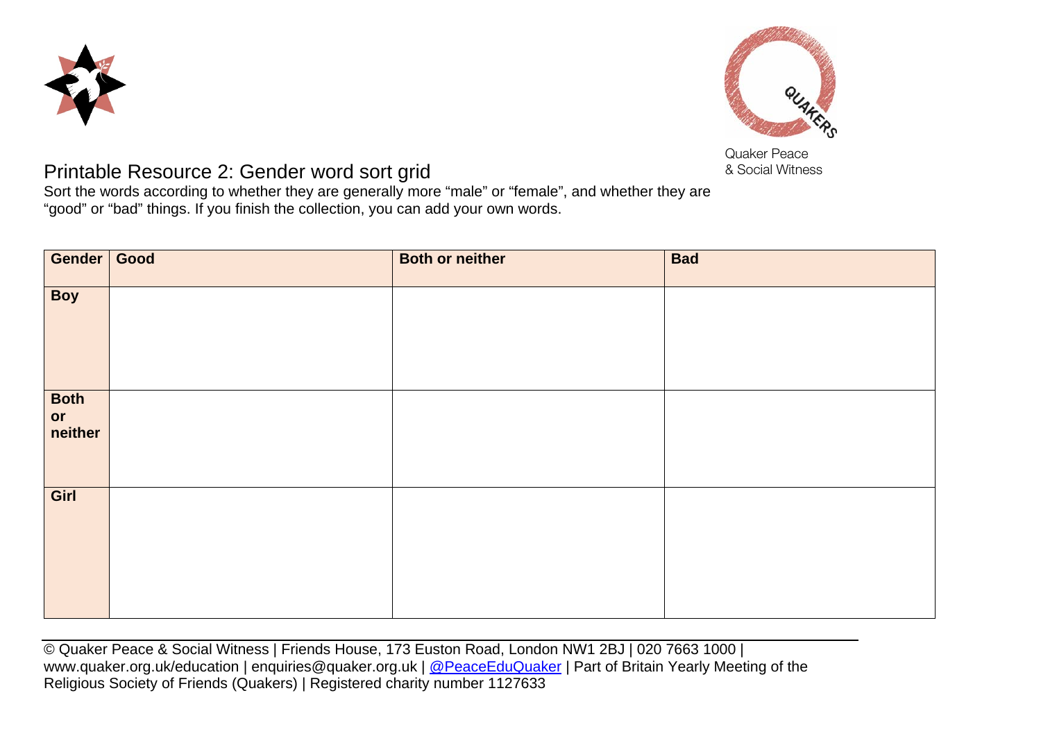Quaker Peace & Social Witness

# Printable Resource 2: Gender word sort grid

Sort the words according to whether they are generally more "male" or "female", and whether they are "good" or "bad" things. If you finish the collection, you can add your own words.

| Gender | Good | Both or neither | Bad |
|---|---|---|---|
| Boy | | | |
| Both or neither | | | |
| Girl | | | |

© Quaker Peace & Social Witness | Friends House, 173 Euston Road, London NW1 2BJ | 020 7663 1000 | www.quaker.org.uk/education | enquiries@quaker.org.uk | @PeaceEduQuaker | Part of Britain Yearly Meeting of the Religious Society of Friends (Quakers) | Registered charity number 1127633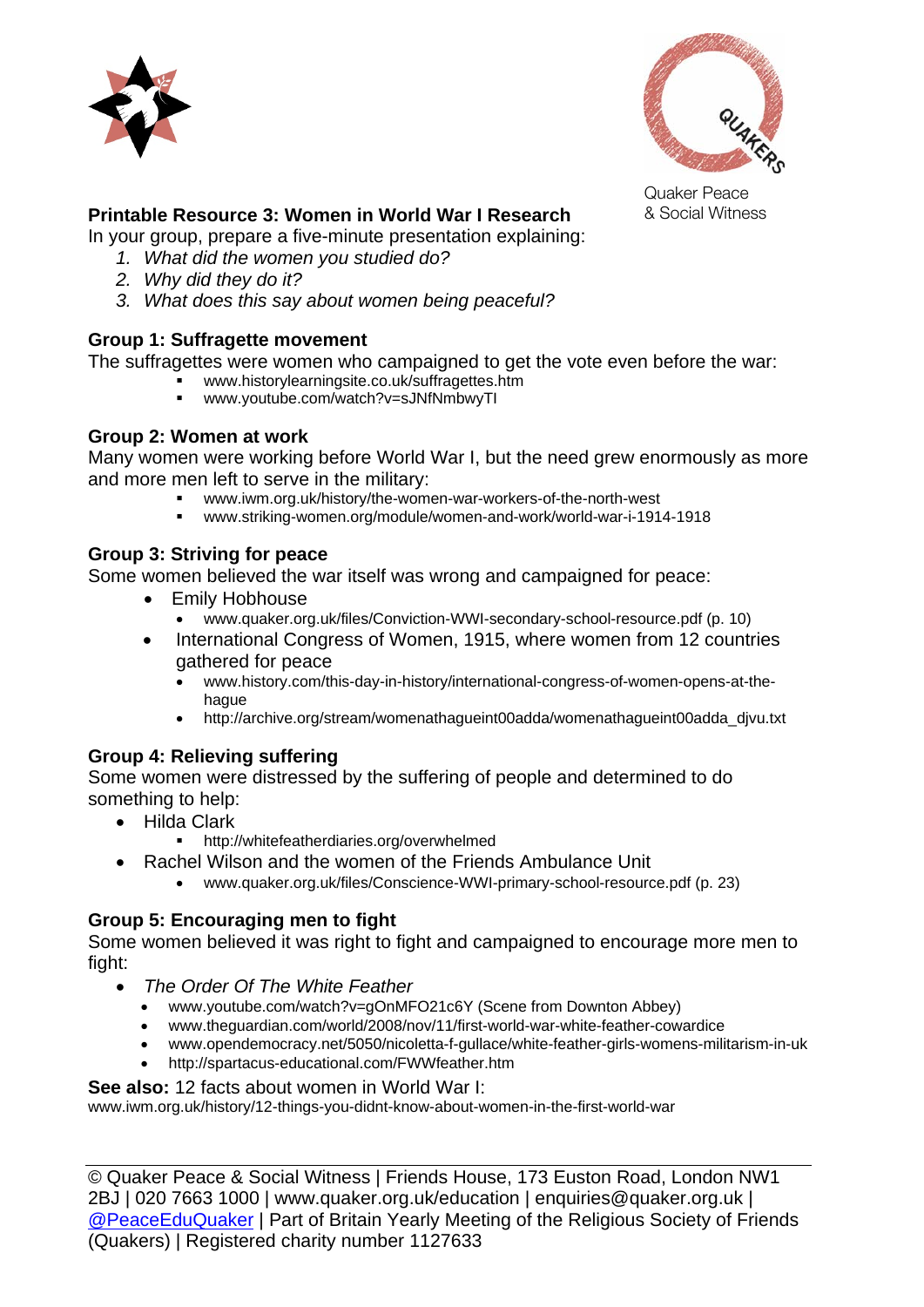Quaker Peace & Social Witness

## Printable Resource 3: Women in World War I Research

In your group, prepare a five-minute presentation explaining:

1. *What did the women you studied do?*
2. *Why did they do it?*
3. *What does this say about women being peaceful?*

### Group 1: Suffragette movement

The suffragettes were women who campaigned to get the vote even before the war:

- www.historylearningsite.co.uk/suffragettes.htm
- www.youtube.com/watch?v=sJNfNmbwyTI

### Group 2: Women at work

Many women were working before World War I, but the need grew enormously as more and more men left to serve in the military:

- www.iwm.org.uk/history/the-women-war-workers-of-the-north-west
- www.striking-women.org/module/women-and-work/world-war-i-1914-1918

### Group 3: Striving for peace

Some women believed the war itself was wrong and campaigned for peace:

- Emily Hobhouse
  - www.quaker.org.uk/files/Conviction-WWI-secondary-school-resource.pdf (p. 10)
- International Congress of Women, 1915, where women from 12 countries gathered for peace
  - www.history.com/this-day-in-history/international-congress-of-women-opens-at-the-hague
  - http://archive.org/stream/womenathagueint00adda/womenathagueint00adda_djvu.txt

### Group 4: Relieving suffering

Some women were distressed by the suffering of people and determined to do something to help:

- Hilda Clark
  - http://whitefeatherdiaries.org/overwhelmed
- Rachel Wilson and the women of the Friends Ambulance Unit
  - www.quaker.org.uk/files/Conscience-WWI-primary-school-resource.pdf (p. 23)

### Group 5: Encouraging men to fight

Some women believed it was right to fight and campaigned to encourage more men to fight:

- *The Order Of The White Feather*
  - www.youtube.com/watch?v=gOnMFO21c6Y (Scene from Downton Abbey)
  - www.theguardian.com/world/2008/nov/11/first-world-war-white-feather-cowardice
  - www.opendemocracy.net/5050/nicoletta-f-gullace/white-feather-girls-womens-militarism-in-uk
  - http://spartacus-educational.com/FWWfeather.htm

**See also:** 12 facts about women in World War I:
www.iwm.org.uk/history/12-things-you-didnt-know-about-women-in-the-first-world-war

© Quaker Peace & Social Witness | Friends House, 173 Euston Road, London NW1 2BJ | 020 7663 1000 | www.quaker.org.uk/education | enquiries@quaker.org.uk | @PeaceEduQuaker | Part of Britain Yearly Meeting of the Religious Society of Friends (Quakers) | Registered charity number 1127633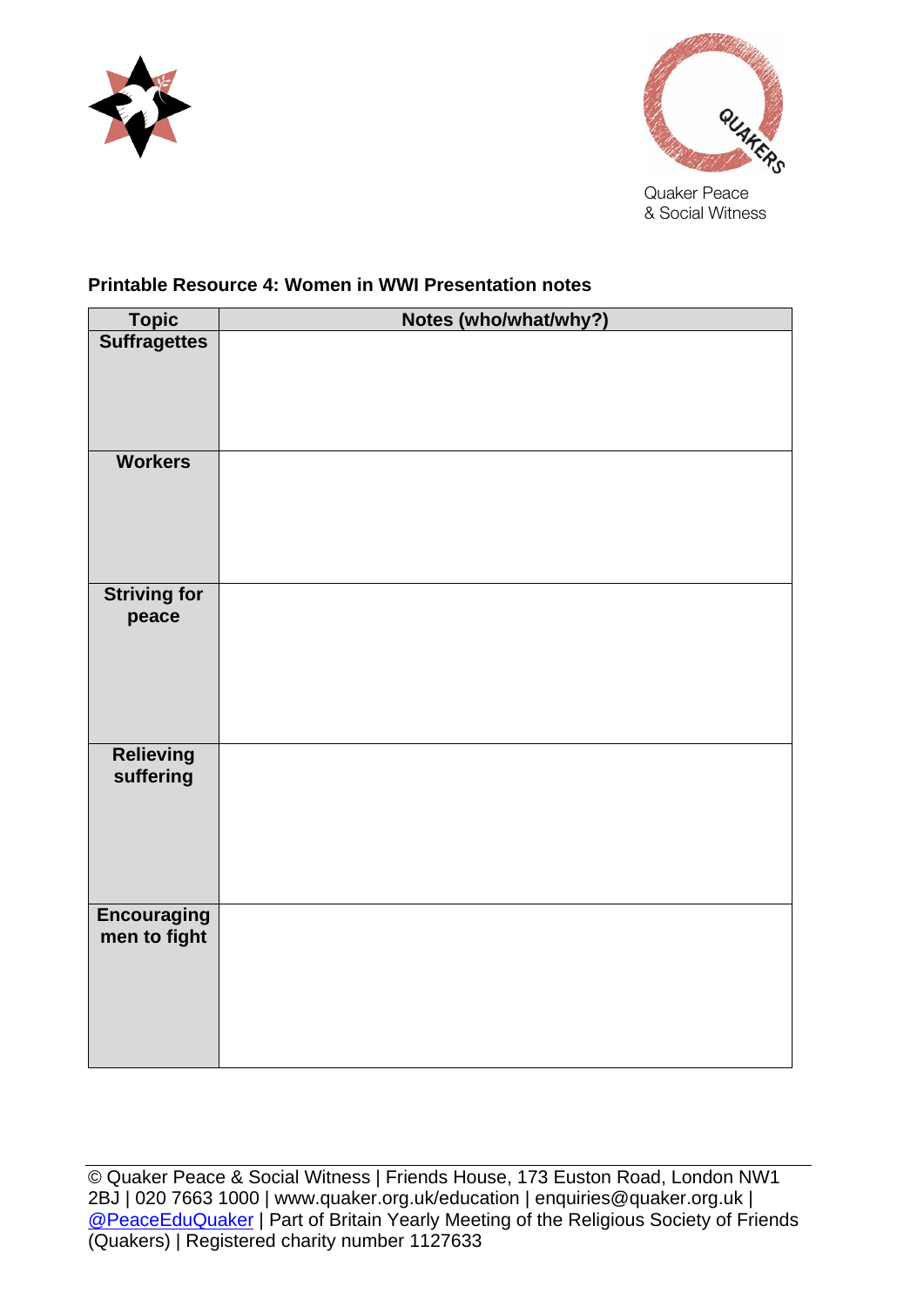Quaker Peace
& Social Witness

**Printable Resource 4: Women in WWI Presentation notes**

| Topic | Notes (who/what/why?) |
|---|---|
| **Suffragettes** | |
| **Workers** | |
| **Striving for peace** | |
| **Relieving suffering** | |
| **Encouraging men to fight** | |

© Quaker Peace & Social Witness | Friends House, 173 Euston Road, London NW1 2BJ | 020 7663 1000 | www.quaker.org.uk/education | enquiries@quaker.org.uk | @PeaceEduQuaker | Part of Britain Yearly Meeting of the Religious Society of Friends (Quakers) | Registered charity number 1127633